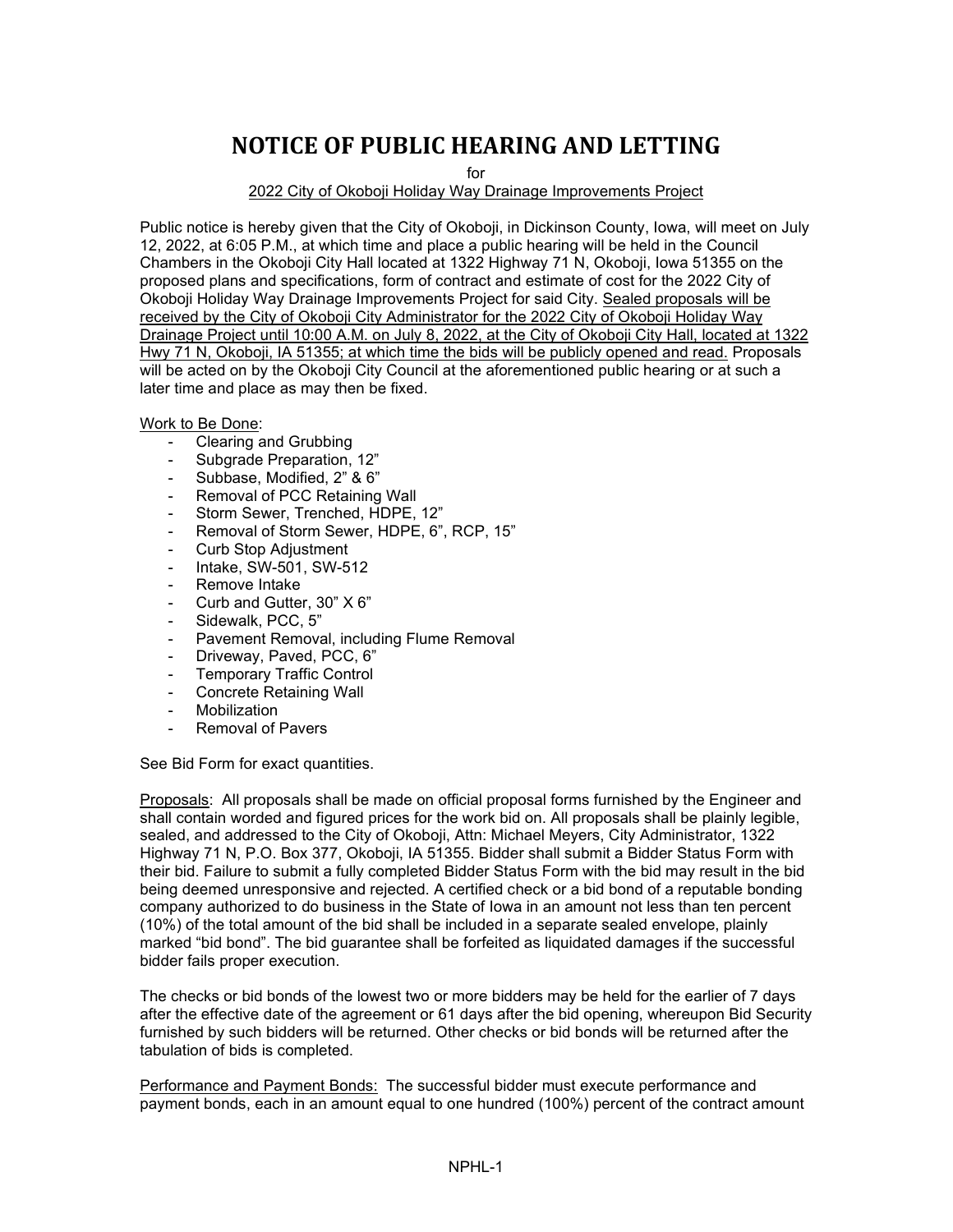# NOTICE OF PUBLIC HEARING AND LETTING

for

2022 City of Okoboji Holiday Way Drainage Improvements Project

Public notice is hereby given that the City of Okoboji, in Dickinson County, Iowa, will meet on July 12, 2022, at 6:05 P.M., at which time and place a public hearing will be held in the Council Chambers in the Okoboji City Hall located at 1322 Highway 71 N, Okoboji, Iowa 51355 on the proposed plans and specifications, form of contract and estimate of cost for the 2022 City of Okoboji Holiday Way Drainage Improvements Project for said City. Sealed proposals will be received by the City of Okoboji City Administrator for the 2022 City of Okoboji Holiday Way Drainage Project until 10:00 A.M. on July 8, 2022, at the City of Okoboji City Hall, located at 1322 Hwy 71 N, Okoboji, IA 51355; at which time the bids will be publicly opened and read. Proposals will be acted on by the Okoboji City Council at the aforementioned public hearing or at such a later time and place as may then be fixed.

Work to Be Done:

- Clearing and Grubbing
- Subgrade Preparation, 12"
- Subbase, Modified, 2" & 6"
- Removal of PCC Retaining Wall
- Storm Sewer, Trenched, HDPE, 12"
- Removal of Storm Sewer, HDPE, 6", RCP, 15"
- Curb Stop Adjustment
- Intake, SW-501, SW-512
- Remove Intake
- Curb and Gutter, 30" X 6"
- Sidewalk, PCC, 5"
- Pavement Removal, including Flume Removal
- Driveway, Paved, PCC, 6"
- Temporary Traffic Control
- Concrete Retaining Wall
- Mobilization
- Removal of Pavers

See Bid Form for exact quantities.

Proposals: All proposals shall be made on official proposal forms furnished by the Engineer and shall contain worded and figured prices for the work bid on. All proposals shall be plainly legible, sealed, and addressed to the City of Okoboji, Attn: Michael Meyers, City Administrator, 1322 Highway 71 N, P.O. Box 377, Okoboji, IA 51355. Bidder shall submit a Bidder Status Form with their bid. Failure to submit a fully completed Bidder Status Form with the bid may result in the bid being deemed unresponsive and rejected. A certified check or a bid bond of a reputable bonding company authorized to do business in the State of Iowa in an amount not less than ten percent (10%) of the total amount of the bid shall be included in a separate sealed envelope, plainly marked "bid bond". The bid guarantee shall be forfeited as liquidated damages if the successful bidder fails proper execution.

The checks or bid bonds of the lowest two or more bidders may be held for the earlier of 7 days after the effective date of the agreement or 61 days after the bid opening, whereupon Bid Security furnished by such bidders will be returned. Other checks or bid bonds will be returned after the tabulation of bids is completed.

Performance and Payment Bonds: The successful bidder must execute performance and payment bonds, each in an amount equal to one hundred (100%) percent of the contract amount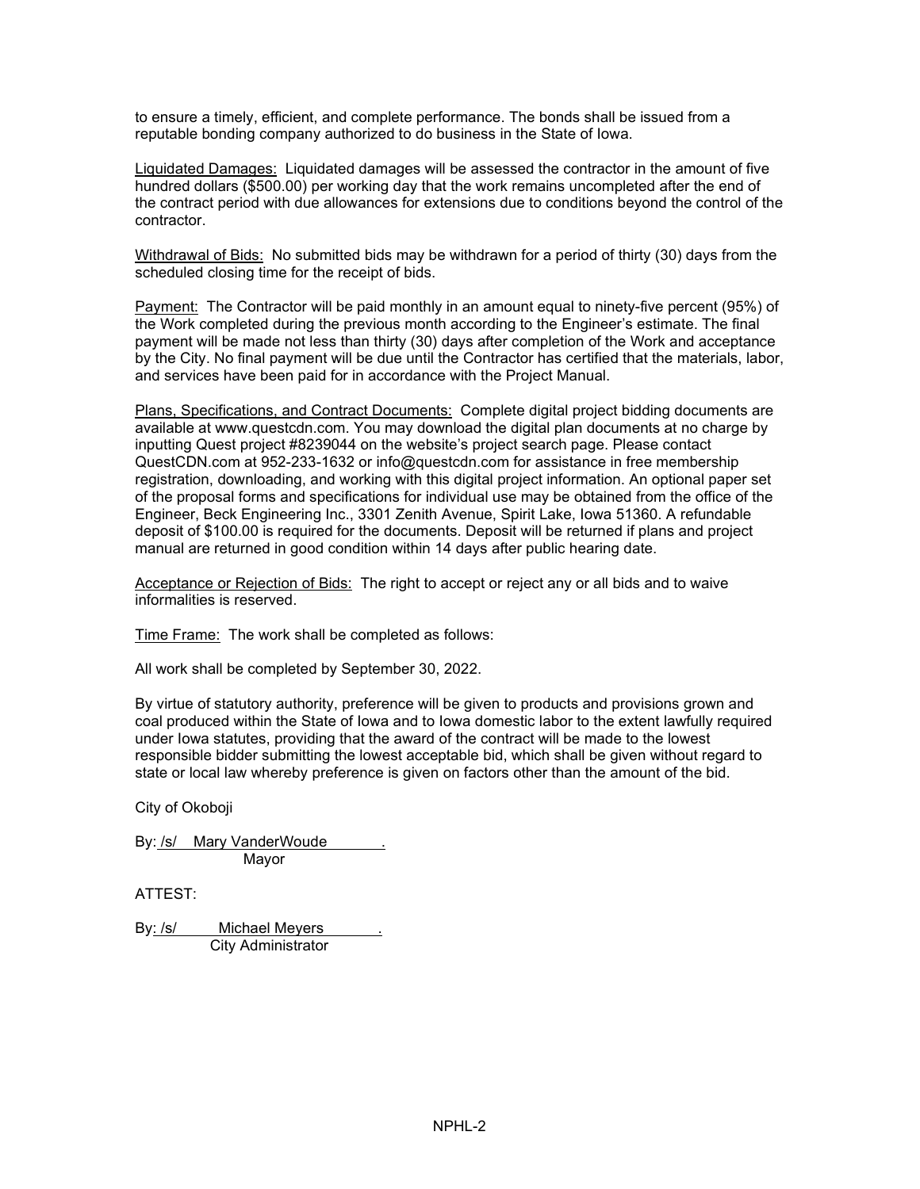to ensure a timely, efficient, and complete performance. The bonds shall be issued from a reputable bonding company authorized to do business in the State of Iowa.

Liquidated Damages: Liquidated damages will be assessed the contractor in the amount of five hundred dollars ($500.00) per working day that the work remains uncompleted after the end of the contract period with due allowances for extensions due to conditions beyond the control of the contractor.

Withdrawal of Bids: No submitted bids may be withdrawn for a period of thirty (30) days from the scheduled closing time for the receipt of bids.

Payment: The Contractor will be paid monthly in an amount equal to ninety-five percent (95%) of the Work completed during the previous month according to the Engineer's estimate. The final payment will be made not less than thirty (30) days after completion of the Work and acceptance by the City. No final payment will be due until the Contractor has certified that the materials, labor, and services have been paid for in accordance with the Project Manual.

Plans, Specifications, and Contract Documents: Complete digital project bidding documents are available at www.questcdn.com. You may download the digital plan documents at no charge by inputting Quest project #8239044 on the website's project search page. Please contact QuestCDN.com at 952-233-1632 or info@questcdn.com for assistance in free membership registration, downloading, and working with this digital project information. An optional paper set of the proposal forms and specifications for individual use may be obtained from the office of the Engineer, Beck Engineering Inc., 3301 Zenith Avenue, Spirit Lake, Iowa 51360. A refundable deposit of $100.00 is required for the documents. Deposit will be returned if plans and project manual are returned in good condition within 14 days after public hearing date.

Acceptance or Rejection of Bids: The right to accept or reject any or all bids and to waive informalities is reserved.

Time Frame: The work shall be completed as follows:

All work shall be completed by September 30, 2022.

By virtue of statutory authority, preference will be given to products and provisions grown and coal produced within the State of Iowa and to Iowa domestic labor to the extent lawfully required under Iowa statutes, providing that the award of the contract will be made to the lowest responsible bidder submitting the lowest acceptable bid, which shall be given without regard to state or local law whereby preference is given on factors other than the amount of the bid.

City of Okoboji

By: /s/ Mary VanderWoude .
Mayor

ATTEST:

By: /s/ Michael Meyers .
City Administrator

NPHL-2